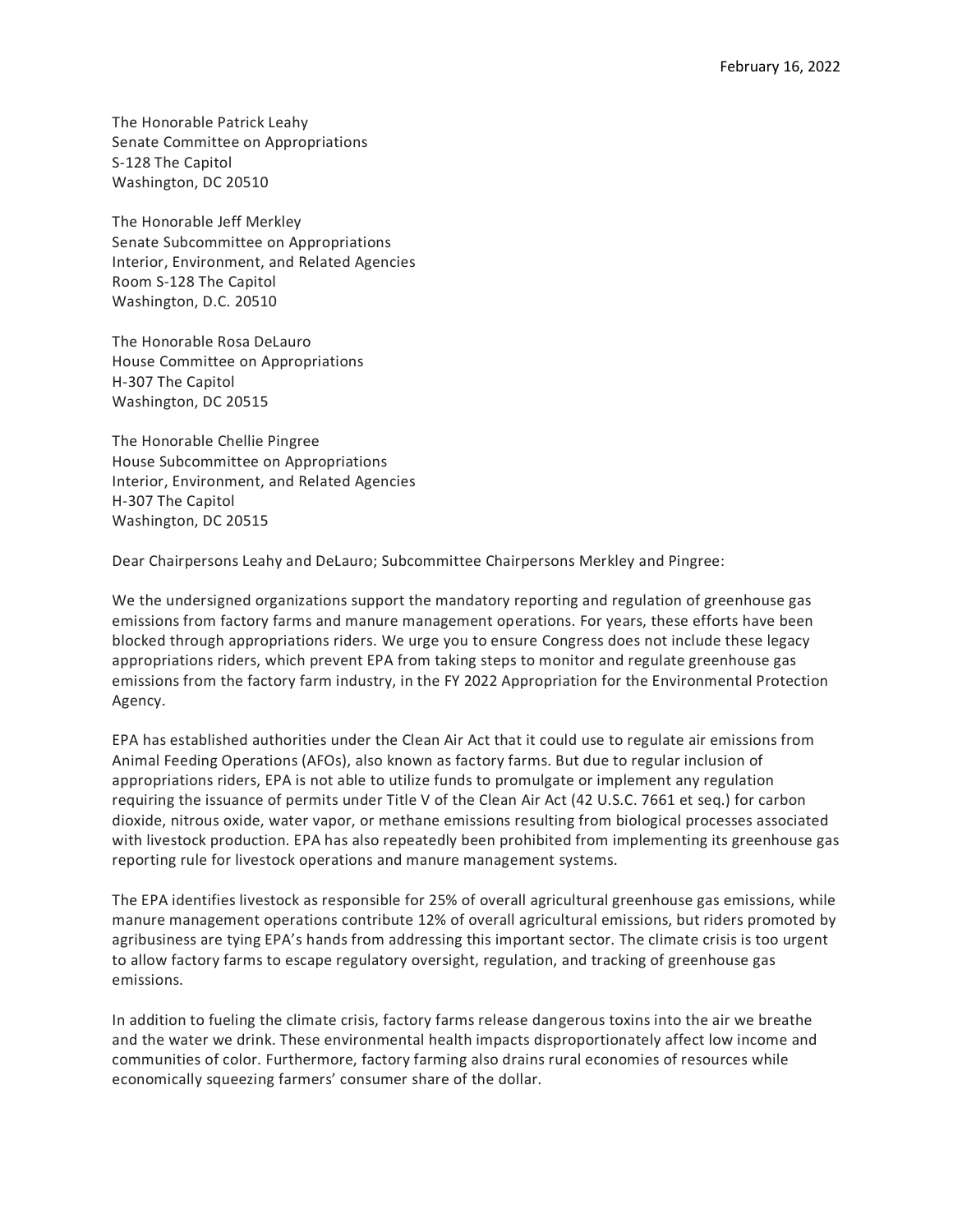February 16, 2022

The Honorable Patrick Leahy
Senate Committee on Appropriations
S-128 The Capitol
Washington, DC 20510

The Honorable Jeff Merkley
Senate Subcommittee on Appropriations
Interior, Environment, and Related Agencies
Room S-128 The Capitol
Washington, D.C. 20510

The Honorable Rosa DeLauro
House Committee on Appropriations
H-307 The Capitol
Washington, DC 20515

The Honorable Chellie Pingree
House Subcommittee on Appropriations
Interior, Environment, and Related Agencies
H-307 The Capitol
Washington, DC 20515

Dear Chairpersons Leahy and DeLauro; Subcommittee Chairpersons Merkley and Pingree:

We the undersigned organizations support the mandatory reporting and regulation of greenhouse gas emissions from factory farms and manure management operations. For years, these efforts have been blocked through appropriations riders. We urge you to ensure Congress does not include these legacy appropriations riders, which prevent EPA from taking steps to monitor and regulate greenhouse gas emissions from the factory farm industry, in the FY 2022 Appropriation for the Environmental Protection Agency.

EPA has established authorities under the Clean Air Act that it could use to regulate air emissions from Animal Feeding Operations (AFOs), also known as factory farms. But due to regular inclusion of appropriations riders, EPA is not able to utilize funds to promulgate or implement any regulation requiring the issuance of permits under Title V of the Clean Air Act (42 U.S.C. 7661 et seq.) for carbon dioxide, nitrous oxide, water vapor, or methane emissions resulting from biological processes associated with livestock production. EPA has also repeatedly been prohibited from implementing its greenhouse gas reporting rule for livestock operations and manure management systems.

The EPA identifies livestock as responsible for 25% of overall agricultural greenhouse gas emissions, while manure management operations contribute 12% of overall agricultural emissions, but riders promoted by agribusiness are tying EPA's hands from addressing this important sector. The climate crisis is too urgent to allow factory farms to escape regulatory oversight, regulation, and tracking of greenhouse gas emissions.

In addition to fueling the climate crisis, factory farms release dangerous toxins into the air we breathe and the water we drink. These environmental health impacts disproportionately affect low income and communities of color. Furthermore, factory farming also drains rural economies of resources while economically squeezing farmers' consumer share of the dollar.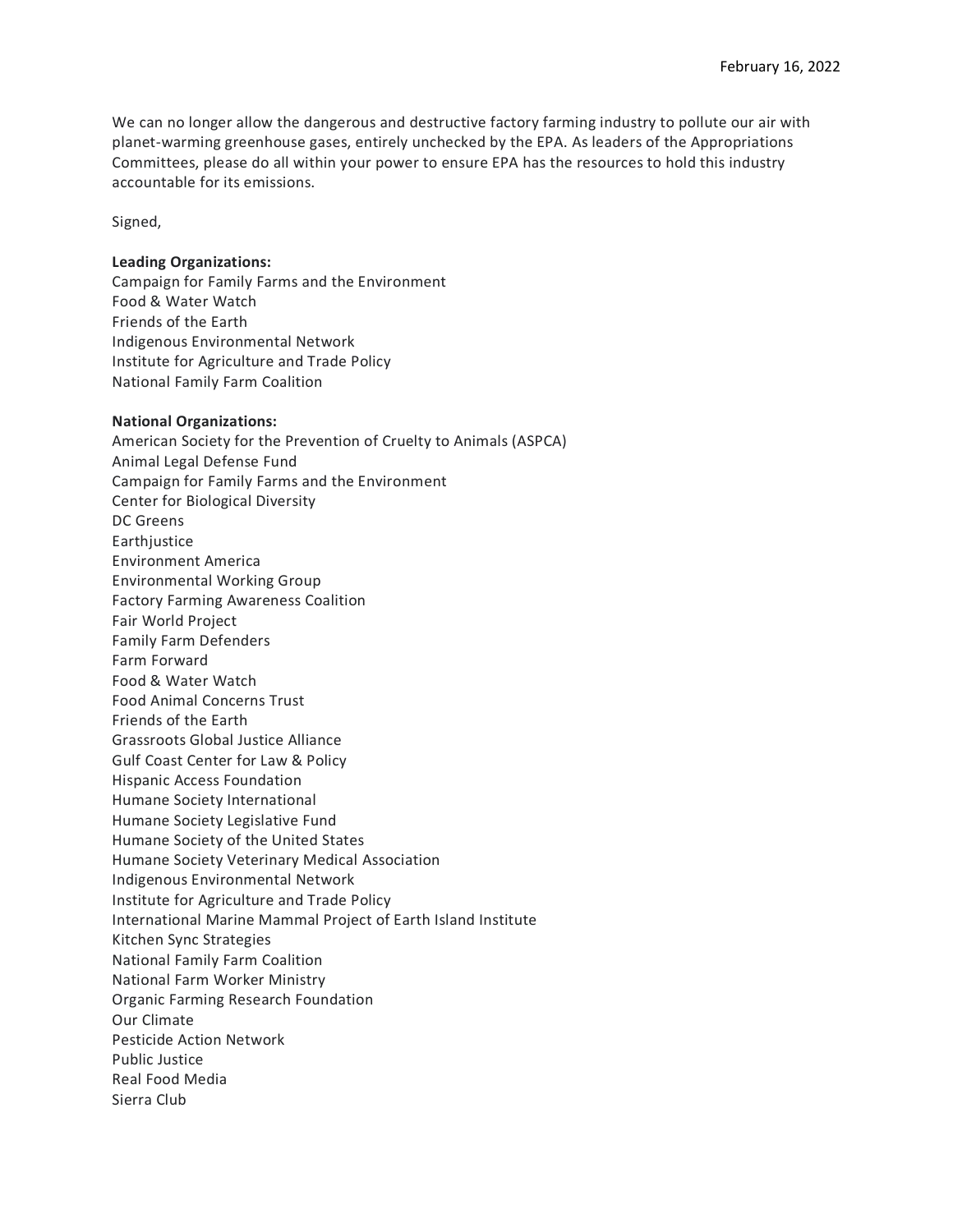February 16, 2022

We can no longer allow the dangerous and destructive factory farming industry to pollute our air with planet-warming greenhouse gases, entirely unchecked by the EPA. As leaders of the Appropriations Committees, please do all within your power to ensure EPA has the resources to hold this industry accountable for its emissions.

Signed,

**Leading Organizations:**
Campaign for Family Farms and the Environment
Food & Water Watch
Friends of the Earth
Indigenous Environmental Network
Institute for Agriculture and Trade Policy
National Family Farm Coalition

**National Organizations:**
American Society for the Prevention of Cruelty to Animals (ASPCA)
Animal Legal Defense Fund
Campaign for Family Farms and the Environment
Center for Biological Diversity
DC Greens
Earthjustice
Environment America
Environmental Working Group
Factory Farming Awareness Coalition
Fair World Project
Family Farm Defenders
Farm Forward
Food & Water Watch
Food Animal Concerns Trust
Friends of the Earth
Grassroots Global Justice Alliance
Gulf Coast Center for Law & Policy
Hispanic Access Foundation
Humane Society International
Humane Society Legislative Fund
Humane Society of the United States
Humane Society Veterinary Medical Association
Indigenous Environmental Network
Institute for Agriculture and Trade Policy
International Marine Mammal Project of Earth Island Institute
Kitchen Sync Strategies
National Family Farm Coalition
National Farm Worker Ministry
Organic Farming Research Foundation
Our Climate
Pesticide Action Network
Public Justice
Real Food Media
Sierra Club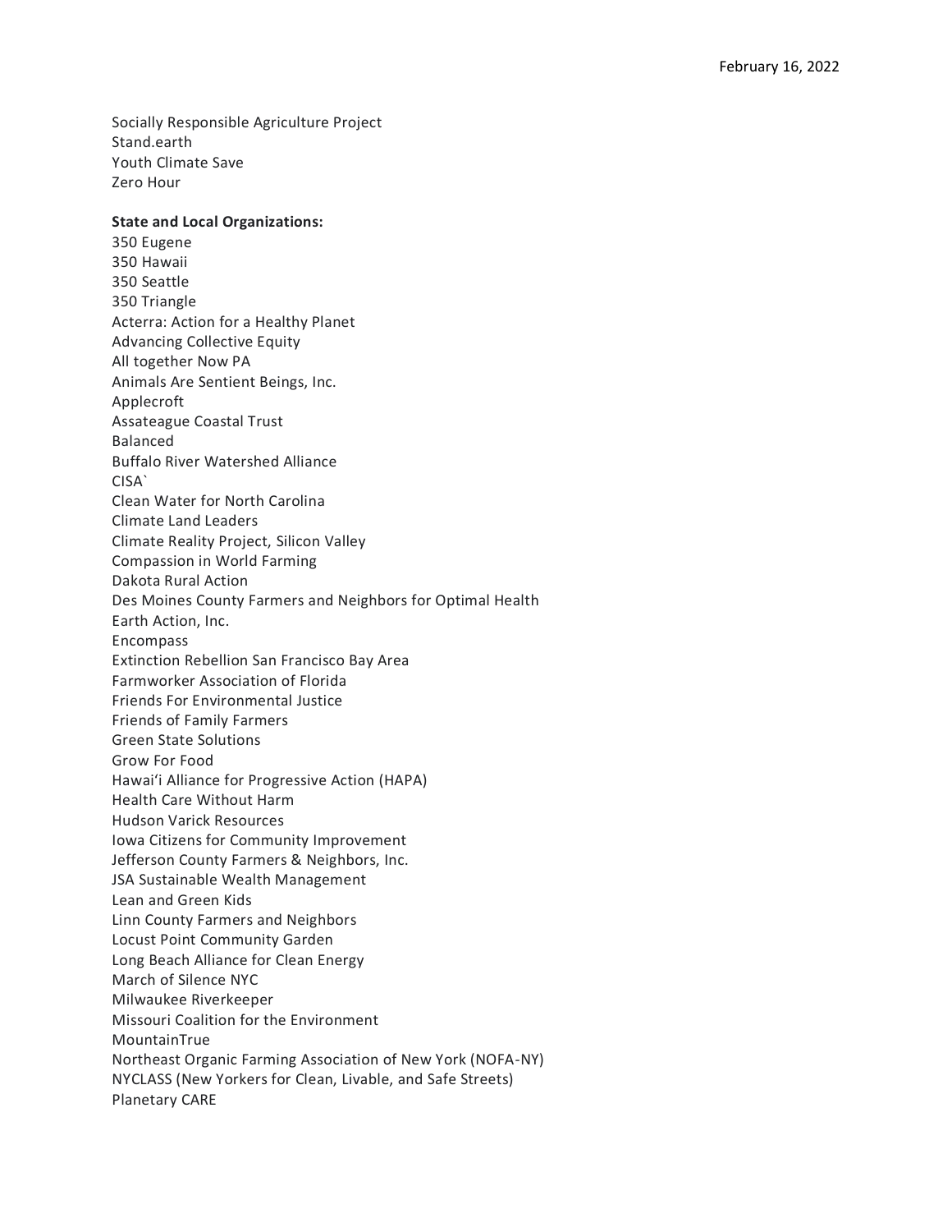Socially Responsible Agriculture Project
Stand.earth
Youth Climate Save
Zero Hour

**State and Local Organizations:**
350 Eugene
350 Hawaii
350 Seattle
350 Triangle
Acterra: Action for a Healthy Planet
Advancing Collective Equity
All together Now PA
Animals Are Sentient Beings, Inc.
Applecroft
Assateague Coastal Trust
Balanced
Buffalo River Watershed Alliance
CISA`
Clean Water for North Carolina
Climate Land Leaders
Climate Reality Project, Silicon Valley
Compassion in World Farming
Dakota Rural Action
Des Moines County Farmers and Neighbors for Optimal Health
Earth Action, Inc.
Encompass
Extinction Rebellion San Francisco Bay Area
Farmworker Association of Florida
Friends For Environmental Justice
Friends of Family Farmers
Green State Solutions
Grow For Food
Hawai'i Alliance for Progressive Action (HAPA)
Health Care Without Harm
Hudson Varick Resources
Iowa Citizens for Community Improvement
Jefferson County Farmers & Neighbors, Inc.
JSA Sustainable Wealth Management
Lean and Green Kids
Linn County Farmers and Neighbors
Locust Point Community Garden
Long Beach Alliance for Clean Energy
March of Silence NYC
Milwaukee Riverkeeper
Missouri Coalition for the Environment
MountainTrue
Northeast Organic Farming Association of New York (NOFA-NY)
NYCLASS (New Yorkers for Clean, Livable, and Safe Streets)
Planetary CARE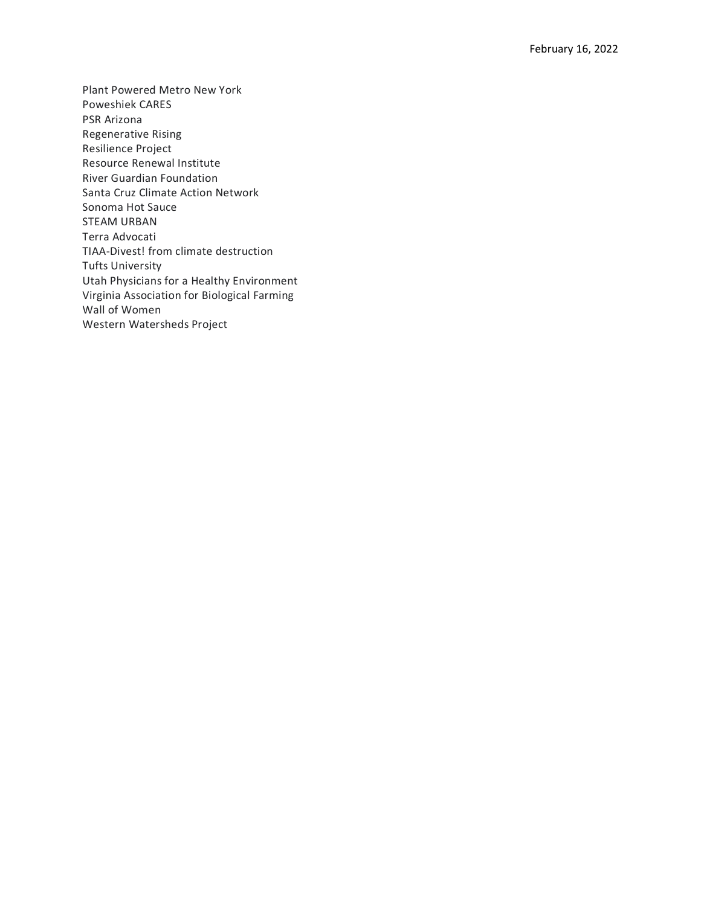Plant Powered Metro New York
Poweshiek CARES
PSR Arizona
Regenerative Rising
Resilience Project
Resource Renewal Institute
River Guardian Foundation
Santa Cruz Climate Action Network
Sonoma Hot Sauce
STEAM URBAN
Terra Advocati
TIAA-Divest! from climate destruction
Tufts University
Utah Physicians for a Healthy Environment
Virginia Association for Biological Farming
Wall of Women
Western Watersheds Project